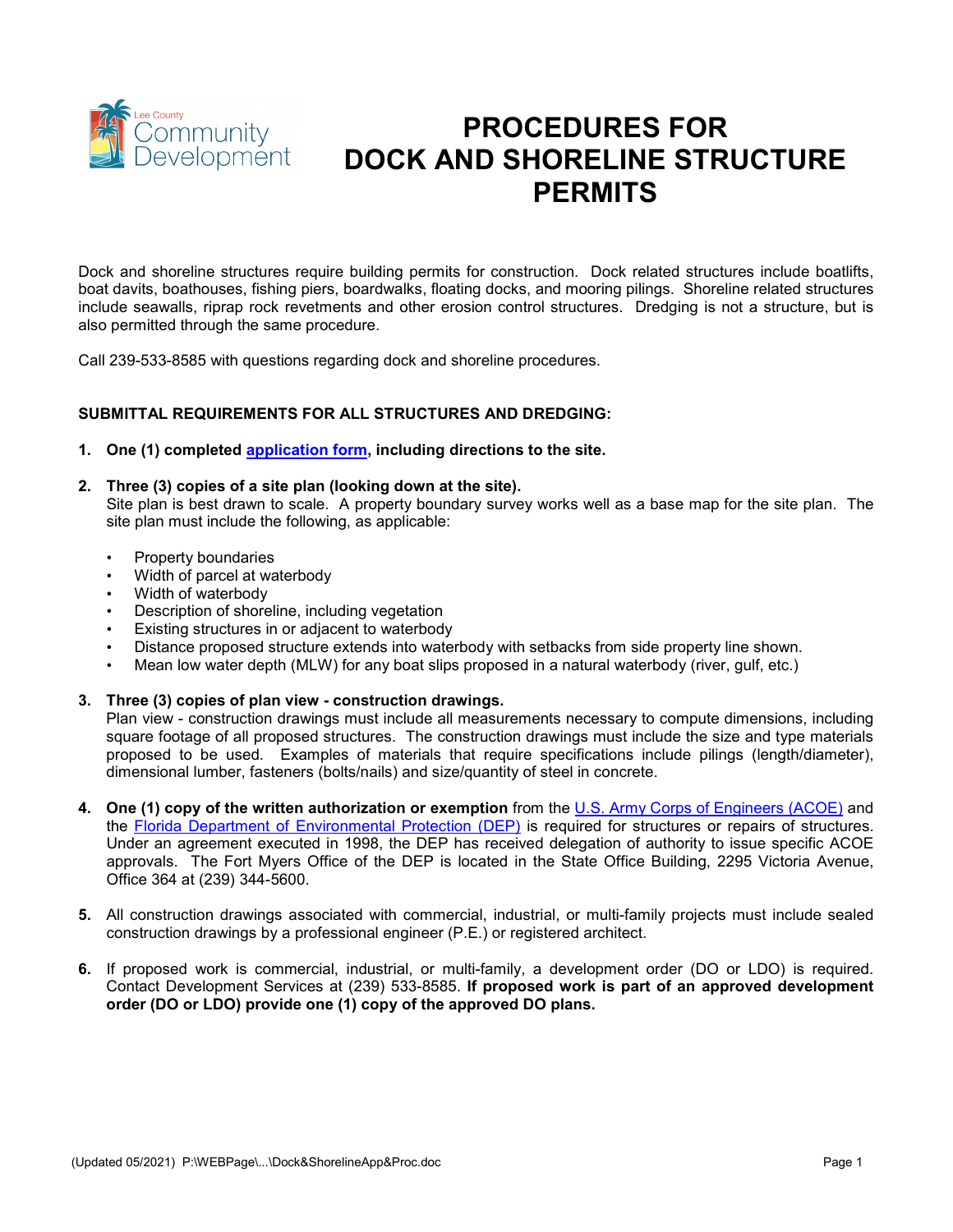# PROCEDURES FOR DOCK AND SHORELINE STRUCTURE PERMITS

Dock and shoreline structures require building permits for construction. Dock related structures include boatlifts, boat davits, boathouses, fishing piers, boardwalks, floating docks, and mooring pilings. Shoreline related structures include seawalls, riprap rock revetments and other erosion control structures. Dredging is not a structure, but is also permitted through the same procedure.

Call 239-533-8585 with questions regarding dock and shoreline procedures.

**SUBMITTAL REQUIREMENTS FOR ALL STRUCTURES AND DREDGING:**

1. **One (1) completed application form, including directions to the site.**

2. **Three (3) copies of a site plan (looking down at the site).**
   Site plan is best drawn to scale. A property boundary survey works well as a base map for the site plan. The site plan must include the following, as applicable:

   - Property boundaries
   - Width of parcel at waterbody
   - Width of waterbody
   - Description of shoreline, including vegetation
   - Existing structures in or adjacent to waterbody
   - Distance proposed structure extends into waterbody with setbacks from side property line shown.
   - Mean low water depth (MLW) for any boat slips proposed in a natural waterbody (river, gulf, etc.)

3. **Three (3) copies of plan view - construction drawings.**
   Plan view - construction drawings must include all measurements necessary to compute dimensions, including square footage of all proposed structures. The construction drawings must include the size and type materials proposed to be used. Examples of materials that require specifications include pilings (length/diameter), dimensional lumber, fasteners (bolts/nails) and size/quantity of steel in concrete.

4. **One (1) copy of the written authorization or exemption** from the U.S. Army Corps of Engineers (ACOE) and the Florida Department of Environmental Protection (DEP) is required for structures or repairs of structures. Under an agreement executed in 1998, the DEP has received delegation of authority to issue specific ACOE approvals. The Fort Myers Office of the DEP is located in the State Office Building, 2295 Victoria Avenue, Office 364 at (239) 344-5600.

5. All construction drawings associated with commercial, industrial, or multi-family projects must include sealed construction drawings by a professional engineer (P.E.) or registered architect.

6. If proposed work is commercial, industrial, or multi-family, a development order (DO or LDO) is required. Contact Development Services at (239) 533-8585. **If proposed work is part of an approved development order (DO or LDO) provide one (1) copy of the approved DO plans.**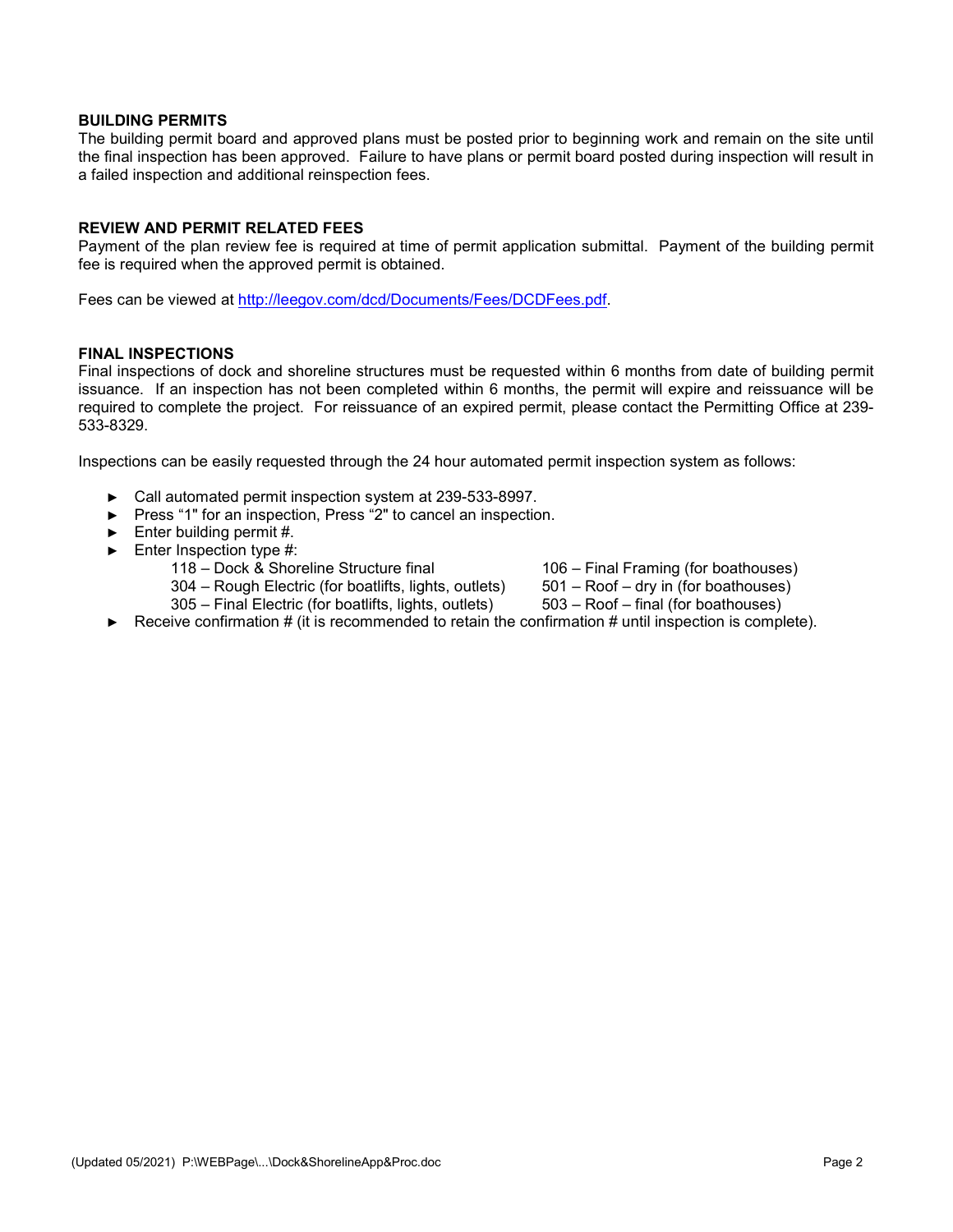## BUILDING PERMITS

The building permit board and approved plans must be posted prior to beginning work and remain on the site until the final inspection has been approved. Failure to have plans or permit board posted during inspection will result in a failed inspection and additional reinspection fees.

## REVIEW AND PERMIT RELATED FEES

Payment of the plan review fee is required at time of permit application submittal. Payment of the building permit fee is required when the approved permit is obtained.

Fees can be viewed at [http://leegov.com/dcd/Documents/Fees/DCDFees.pdf](http://leegov.com/dcd/Documents/Fees/DCDFees.pdf).

## FINAL INSPECTIONS

Final inspections of dock and shoreline structures must be requested within 6 months from date of building permit issuance. If an inspection has not been completed within 6 months, the permit will expire and reissuance will be required to complete the project. For reissuance of an expired permit, please contact the Permitting Office at 239-533-8329.

Inspections can be easily requested through the 24 hour automated permit inspection system as follows:

- Call automated permit inspection system at 239-533-8997.
- Press "1" for an inspection, Press "2" to cancel an inspection.
- Enter building permit #.
- Enter Inspection type #:
  - 118 – Dock & Shoreline Structure final
  - 304 – Rough Electric (for boatlifts, lights, outlets)
  - 305 – Final Electric (for boatlifts, lights, outlets)
  - 106 – Final Framing (for boathouses)
  - 501 – Roof – dry in (for boathouses)
  - 503 – Roof – final (for boathouses)
- Receive confirmation # (it is recommended to retain the confirmation # until inspection is complete).